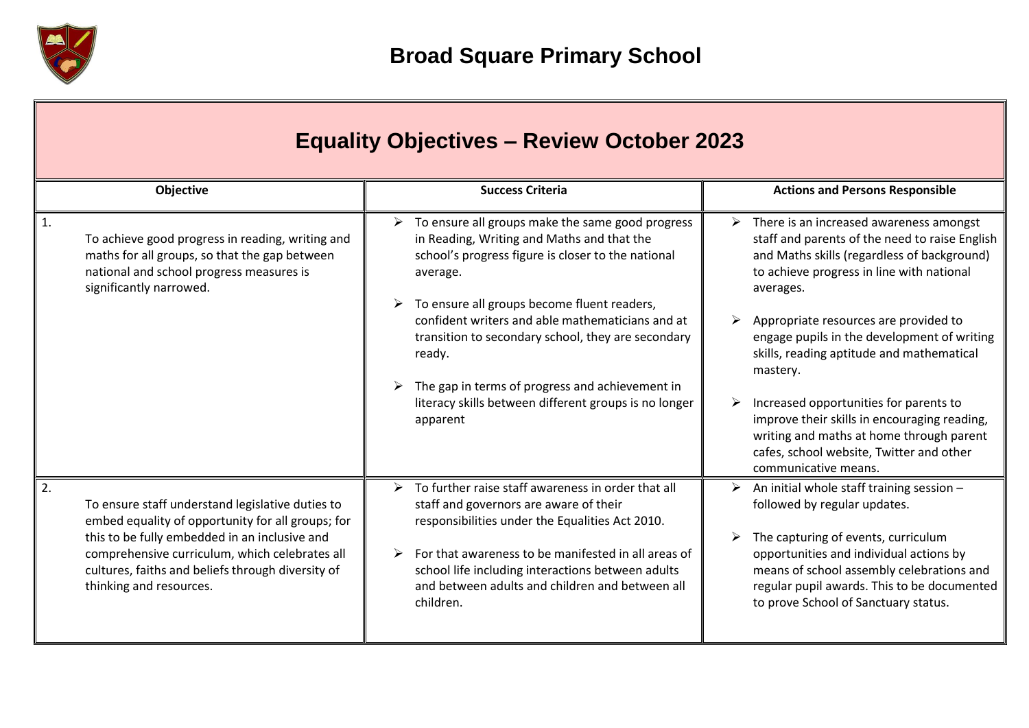# Broad Square Primary School

## Equality Objectives – Review October 2023

| Objective | Success Criteria | Actions and Persons Responsible |
|---|---|---|
| 1. To achieve good progress in reading, writing and maths for all groups, so that the gap between national and school progress measures is significantly narrowed. | ➢ To ensure all groups make the same good progress in Reading, Writing and Maths and that the school's progress figure is closer to the national average. <br> ➢ To ensure all groups become fluent readers, confident writers and able mathematicians and at transition to secondary school, they are secondary ready. <br> ➢ The gap in terms of progress and achievement in literacy skills between different groups is no longer apparent | ➢ There is an increased awareness amongst staff and parents of the need to raise English and Maths skills (regardless of background) to achieve progress in line with national averages. <br> ➢ Appropriate resources are provided to engage pupils in the development of writing skills, reading aptitude and mathematical mastery. <br> ➢ Increased opportunities for parents to improve their skills in encouraging reading, writing and maths at home through parent cafes, school website, Twitter and other communicative means. |
| 2. To ensure staff understand legislative duties to embed equality of opportunity for all groups; for this to be fully embedded in an inclusive and comprehensive curriculum, which celebrates all cultures, faiths and beliefs through diversity of thinking and resources. | ➢ To further raise staff awareness in order that all staff and governors are aware of their responsibilities under the Equalities Act 2010. <br> ➢ For that awareness to be manifested in all areas of school life including interactions between adults and between adults and children and between all children. | ➢ An initial whole staff training session – followed by regular updates. <br> ➢ The capturing of events, curriculum opportunities and individual actions by means of school assembly celebrations and regular pupil awards. This to be documented to prove School of Sanctuary status. |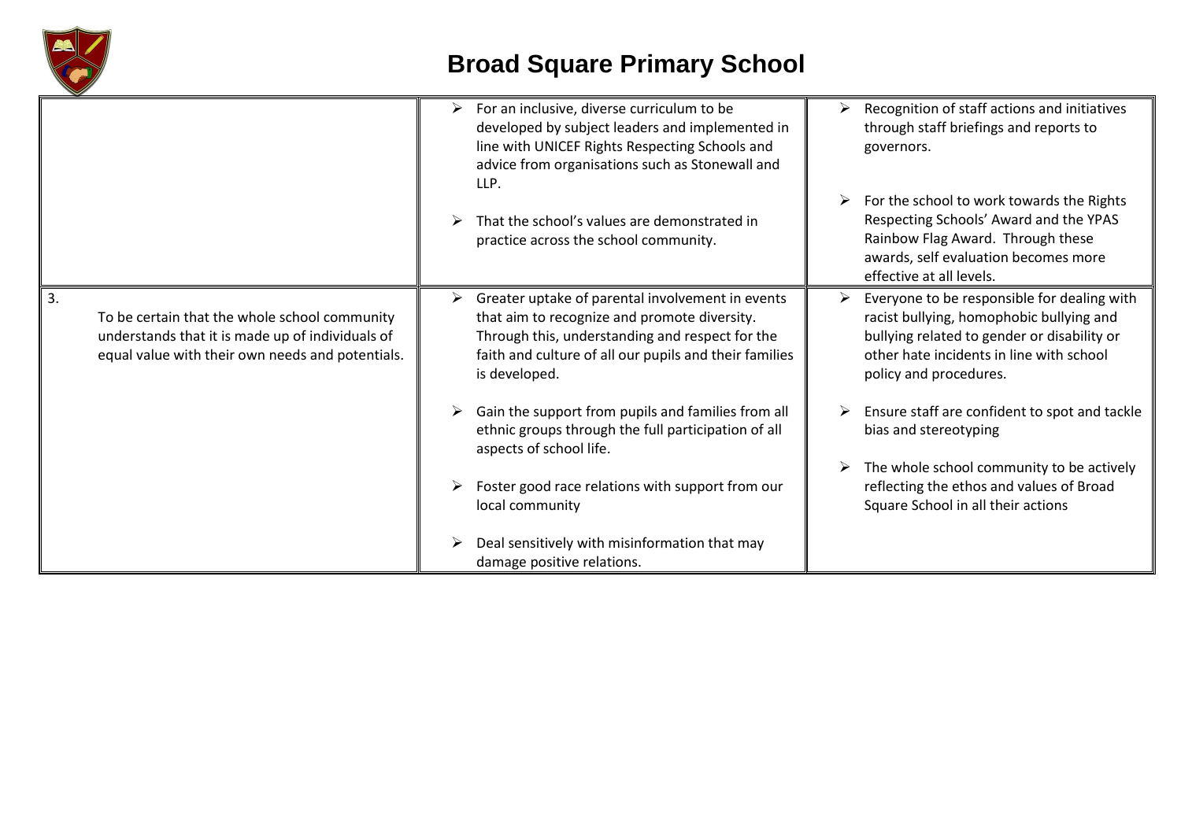# Broad Square Primary School

| | | |
|---|---|---|
| | ➢ For an inclusive, diverse curriculum to be developed by subject leaders and implemented in line with UNICEF Rights Respecting Schools and advice from organisations such as Stonewall and LLP.<br><br>➢ That the school's values are demonstrated in practice across the school community. | ➢ Recognition of staff actions and initiatives through staff briefings and reports to governors.<br><br>➢ For the school to work towards the Rights Respecting Schools' Award and the YPAS Rainbow Flag Award. Through these awards, self evaluation becomes more effective at all levels. |
| 3.<br>To be certain that the whole school community understands that it is made up of individuals of equal value with their own needs and potentials. | ➢ Greater uptake of parental involvement in events that aim to recognize and promote diversity. Through this, understanding and respect for the faith and culture of all our pupils and their families is developed.<br><br>➢ Gain the support from pupils and families from all ethnic groups through the full participation of all aspects of school life.<br><br>➢ Foster good race relations with support from our local community<br><br>➢ Deal sensitively with misinformation that may damage positive relations. | ➢ Everyone to be responsible for dealing with racist bullying, homophobic bullying and bullying related to gender or disability or other hate incidents in line with school policy and procedures.<br><br>➢ Ensure staff are confident to spot and tackle bias and stereotyping<br><br>➢ The whole school community to be actively reflecting the ethos and values of Broad Square School in all their actions |